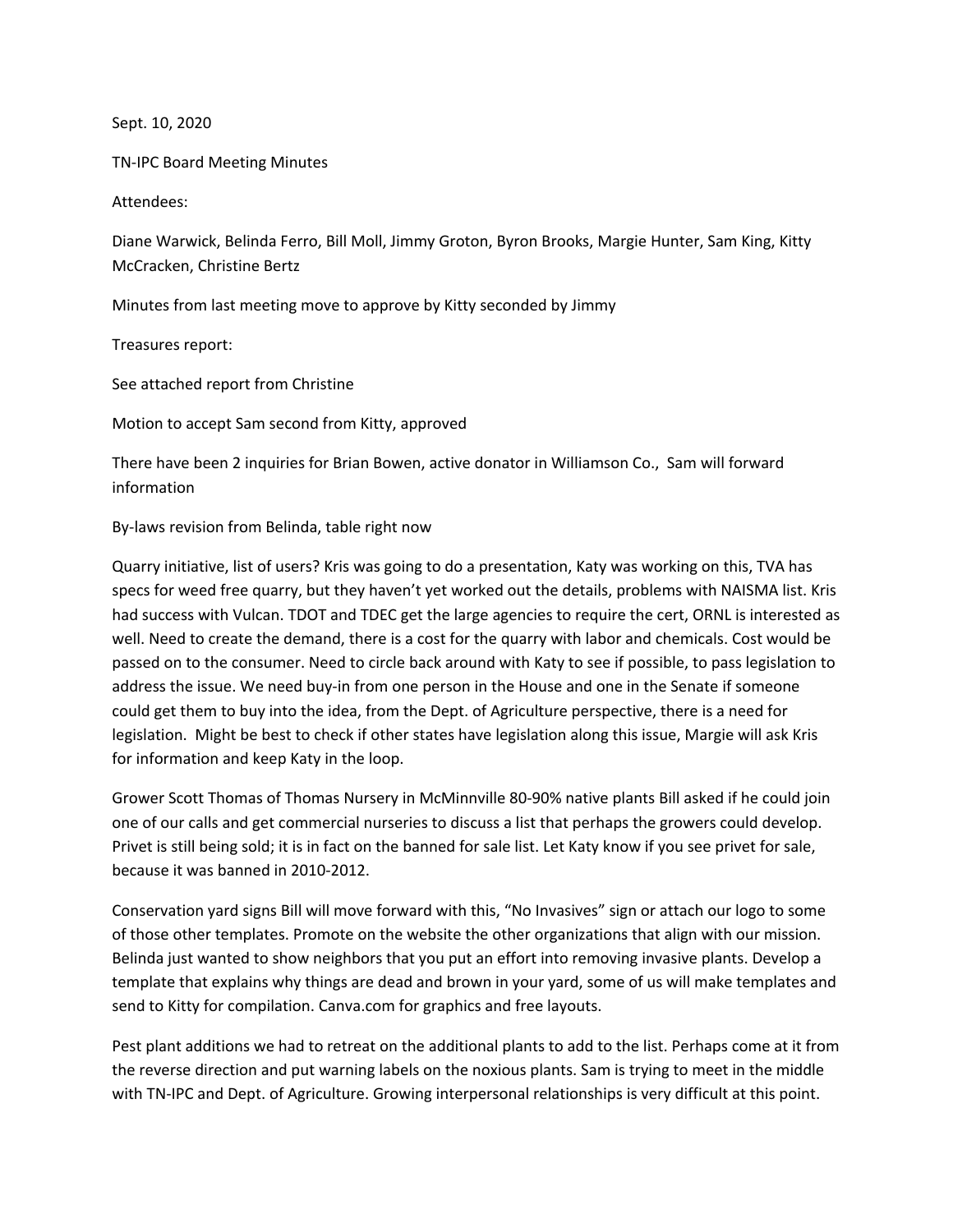Sept. 10, 2020

TN-IPC Board Meeting Minutes

Attendees:

Diane Warwick, Belinda Ferro, Bill Moll, Jimmy Groton, Byron Brooks, Margie Hunter, Sam King, Kitty McCracken, Christine Bertz

Minutes from last meeting move to approve by Kitty seconded by Jimmy

Treasures report:

See attached report from Christine

Motion to accept Sam second from Kitty, approved

There have been 2 inquiries for Brian Bowen, active donator in Williamson Co., Sam will forward information

By-laws revision from Belinda, table right now

Quarry initiative, list of users? Kris was going to do a presentation, Katy was working on this, TVA has specs for weed free quarry, but they haven't yet worked out the details, problems with NAISMA list. Kris had success with Vulcan. TDOT and TDEC get the large agencies to require the cert, ORNL is interested as well. Need to create the demand, there is a cost for the quarry with labor and chemicals. Cost would be passed on to the consumer. Need to circle back around with Katy to see if possible, to pass legislation to address the issue. We need buy-in from one person in the House and one in the Senate if someone could get them to buy into the idea, from the Dept. of Agriculture perspective, there is a need for legislation. Might be best to check if other states have legislation along this issue, Margie will ask Kris for information and keep Katy in the loop.

Grower Scott Thomas of Thomas Nursery in McMinnville 80-90% native plants Bill asked if he could join one of our calls and get commercial nurseries to discuss a list that perhaps the growers could develop. Privet is still being sold; it is in fact on the banned for sale list. Let Katy know if you see privet for sale, because it was banned in 2010-2012.

Conservation yard signs Bill will move forward with this, "No Invasives" sign or attach our logo to some of those other templates. Promote on the website the other organizations that align with our mission. Belinda just wanted to show neighbors that you put an effort into removing invasive plants. Develop a template that explains why things are dead and brown in your yard, some of us will make templates and send to Kitty for compilation. Canva.com for graphics and free layouts.

Pest plant additions we had to retreat on the additional plants to add to the list. Perhaps come at it from the reverse direction and put warning labels on the noxious plants. Sam is trying to meet in the middle with TN-IPC and Dept. of Agriculture. Growing interpersonal relationships is very difficult at this point.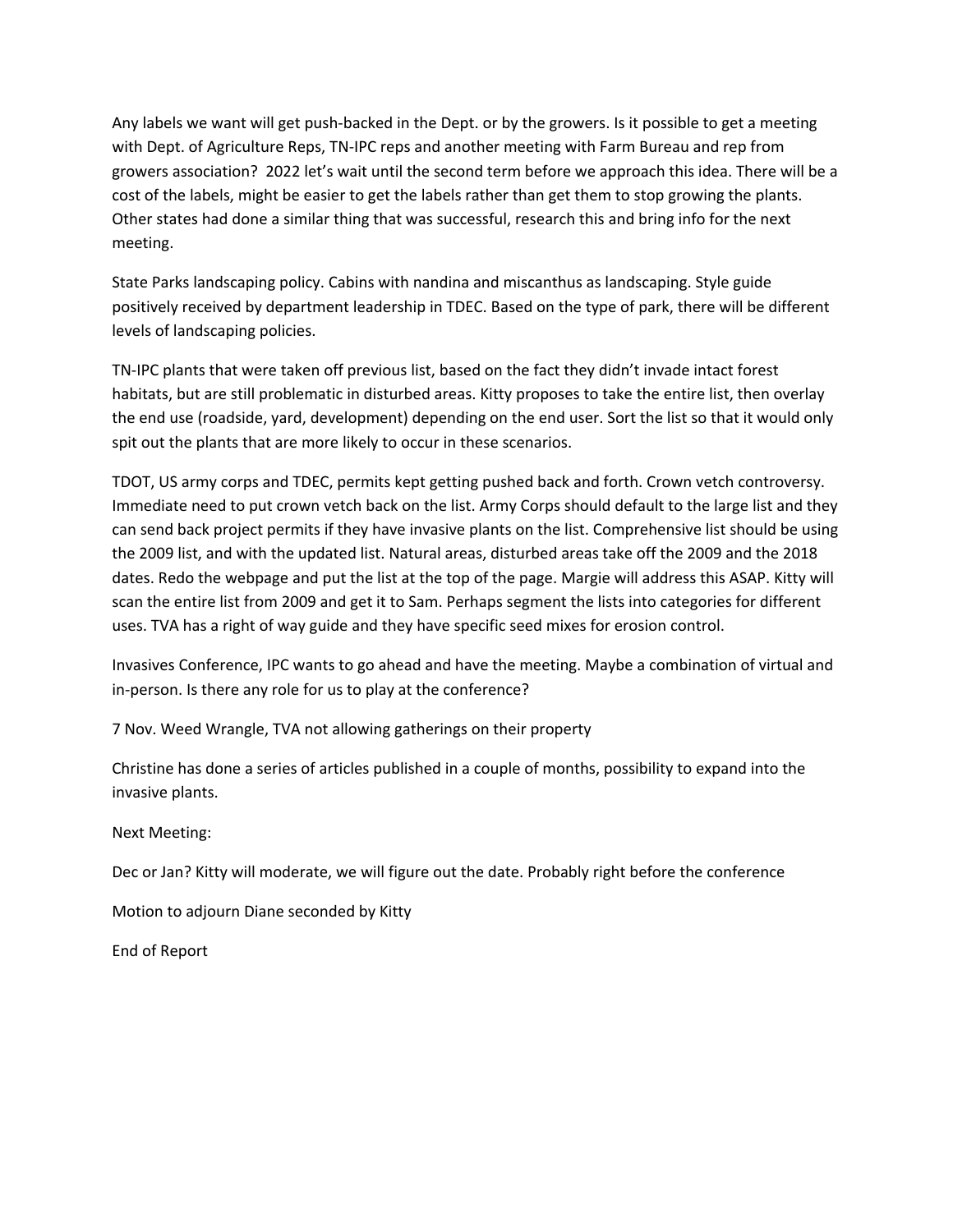Any labels we want will get push-backed in the Dept. or by the growers. Is it possible to get a meeting with Dept. of Agriculture Reps, TN-IPC reps and another meeting with Farm Bureau and rep from growers association? 2022 let's wait until the second term before we approach this idea. There will be a cost of the labels, might be easier to get the labels rather than get them to stop growing the plants. Other states had done a similar thing that was successful, research this and bring info for the next meeting.

State Parks landscaping policy. Cabins with nandina and miscanthus as landscaping. Style guide positively received by department leadership in TDEC. Based on the type of park, there will be different levels of landscaping policies.

TN-IPC plants that were taken off previous list, based on the fact they didn't invade intact forest habitats, but are still problematic in disturbed areas. Kitty proposes to take the entire list, then overlay the end use (roadside, yard, development) depending on the end user. Sort the list so that it would only spit out the plants that are more likely to occur in these scenarios.

TDOT, US army corps and TDEC, permits kept getting pushed back and forth. Crown vetch controversy. Immediate need to put crown vetch back on the list. Army Corps should default to the large list and they can send back project permits if they have invasive plants on the list. Comprehensive list should be using the 2009 list, and with the updated list. Natural areas, disturbed areas take off the 2009 and the 2018 dates. Redo the webpage and put the list at the top of the page. Margie will address this ASAP. Kitty will scan the entire list from 2009 and get it to Sam. Perhaps segment the lists into categories for different uses. TVA has a right of way guide and they have specific seed mixes for erosion control.

Invasives Conference, IPC wants to go ahead and have the meeting. Maybe a combination of virtual and in-person. Is there any role for us to play at the conference?

7 Nov. Weed Wrangle, TVA not allowing gatherings on their property

Christine has done a series of articles published in a couple of months, possibility to expand into the invasive plants.

Next Meeting:

Dec or Jan? Kitty will moderate, we will figure out the date. Probably right before the conference

Motion to adjourn Diane seconded by Kitty

End of Report